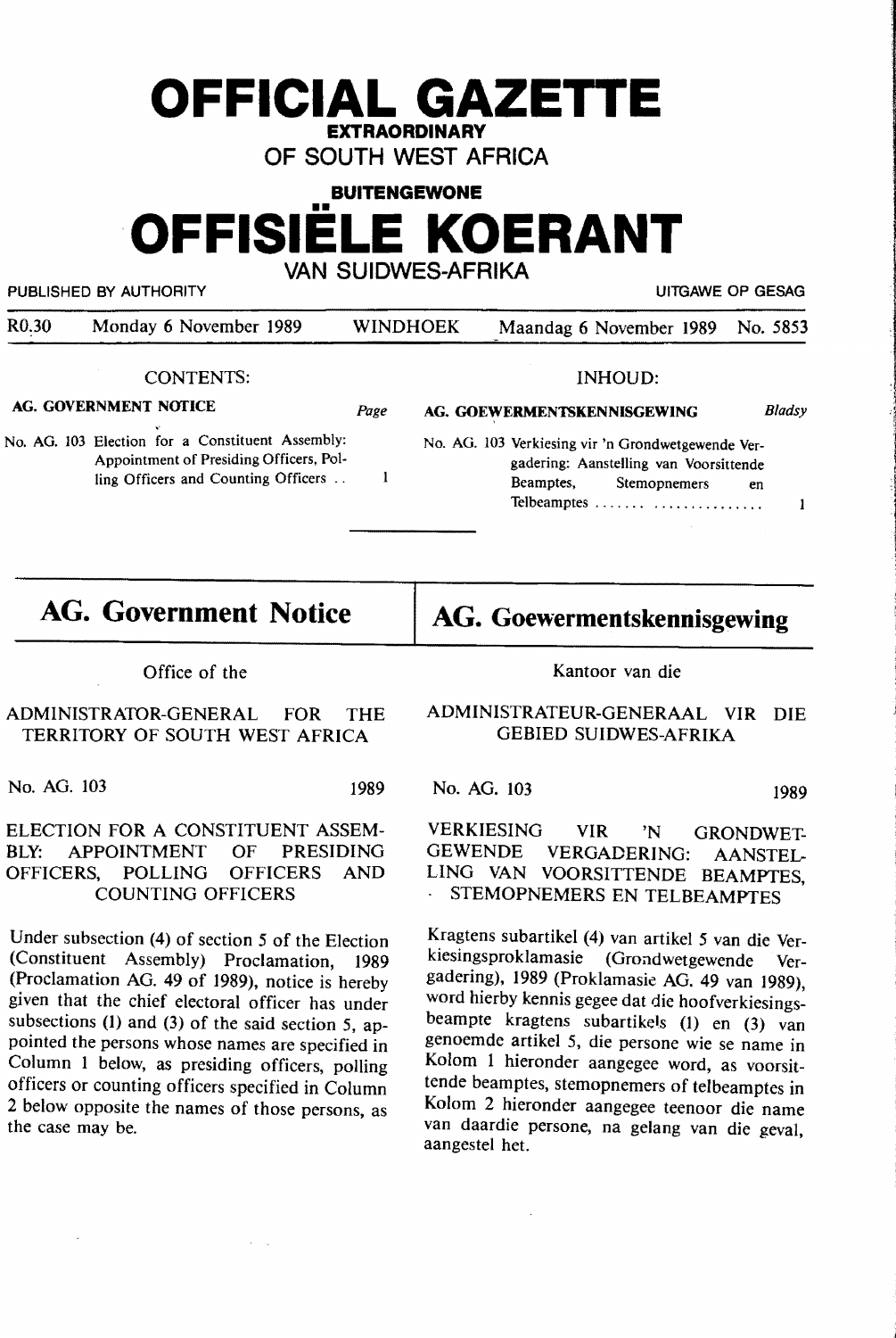# OFFICIAL GAZETTE

**EXTRAORDINARY**

OF SOUTH WEST AFRICA

**BUITENGEWONE**

# OFFISIËLE KOERANT

VAN SUIDWES-AFRIKA

PUBLISHED BY AUTHORITY — UITGAWE OP GESAG

R0.30 Monday 6 November 1989 WINDHOEK Maandag 6 November 1989 No. 5853

**CONTENTS:**

| AG. GOVERNMENT NOTICE | Page |
|---|---|
| No. AG. 103 Election for a Constituent Assembly: Appointment of Presiding Officers, Polling Officers and Counting Officers .. | 1 |

**INHOUD:**

| AG. GOEWERMENTSKENNISGEWING | Bladsy |
|---|---|
| No. AG. 103 Verkiesing vir 'n Grondwetgewende Vergadering: Aanstelling van Voorsittende Beamptes, Stemopnemers en Telbeamptes ....... ............... | 1 |

## AG. Government Notice

Office of the

ADMINISTRATOR-GENERAL FOR THE TERRITORY OF SOUTH WEST AFRICA

No. AG. 103 1989

ELECTION FOR A CONSTITUENT ASSEMBLY: APPOINTMENT OF PRESIDING OFFICERS, POLLING OFFICERS AND COUNTING OFFICERS

Under subsection (4) of section 5 of the Election (Constituent Assembly) Proclamation, 1989 (Proclamation AG. 49 of 1989), notice is hereby given that the chief electoral officer has under subsections (1) and (3) of the said section 5, appointed the persons whose names are specified in Column 1 below, as presiding officers, polling officers or counting officers specified in Column 2 below opposite the names of those persons, as the case may be.

## AG. Goewermentskennisgewing

Kantoor van die

ADMINISTRATEUR-GENERAAL VIR DIE GEBIED SUIDWES-AFRIKA

No. AG. 103 1989

VERKIESING VIR 'N GRONDWETGEWENDE VERGADERING: AANSTELLING VAN VOORSITTENDE BEAMPTES, STEMOPNEMERS EN TELBEAMPTES

Kragtens subartikel (4) van artikel 5 van die Verkiesingsproklamasie (Grondwetgewende Vergadering), 1989 (Proklamasie AG. 49 van 1989), word hierby kennis gegee dat die hoofverkiesingsbeampte kragtens subartikels (1) en (3) van genoemde artikel 5, die persone wie se name in Kolom 1 hieronder aangegee word, as voorsittende beamptes, stemopnemers of telbeamptes in Kolom 2 hieronder aangegee teenoor die name van daardie persone, na gelang van die geval, aangestel het.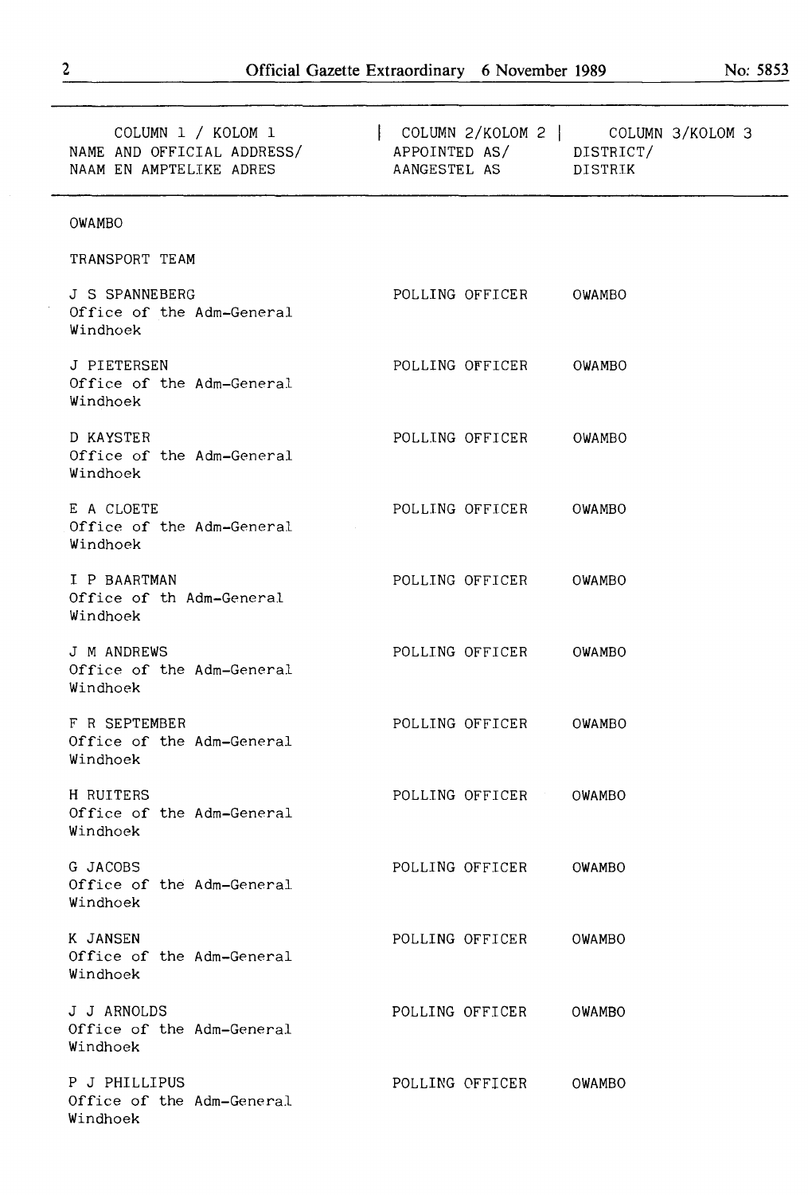| COLUMN 1 / KOLOM 1<br>NAME AND OFFICIAL ADDRESS/<br>NAAM EN AMPTELIKE ADRES | COLUMN 2/KOLOM 2<br>APPOINTED AS/<br>AANGESTEL AS | COLUMN 3/KOLOM 3<br>DISTRICT/<br>DISTRIK |
|---|---|---|
| OWAMBO | | |
| TRANSPORT TEAM | | |
| J S SPANNEBERG<br>Office of the Adm-General<br>Windhoek | POLLING OFFICER | OWAMBO |
| J PIETERSEN<br>Office of the Adm-General<br>Windhoek | POLLING OFFICER | OWAMBO |
| D KAYSTER<br>Office of the Adm-General<br>Windhoek | POLLING OFFICER | OWAMBO |
| E A CLOETE<br>Office of the Adm-General<br>Windhoek | POLLING OFFICER | OWAMBO |
| I P BAARTMAN<br>Office of th Adm-General<br>Windhoek | POLLING OFFICER | OWAMBO |
| J M ANDREWS<br>Office of the Adm-General<br>Windhoek | POLLING OFFICER | OWAMBO |
| F R SEPTEMBER<br>Office of the Adm-General<br>Windhoek | POLLING OFFICER | OWAMBO |
| H RUITERS<br>Office of the Adm-General<br>Windhoek | POLLING OFFICER | OWAMBO |
| G JACOBS<br>Office of the Adm-General<br>Windhoek | POLLING OFFICER | OWAMBO |
| K JANSEN<br>Office of the Adm-General<br>Windhoek | POLLING OFFICER | OWAMBO |
| J J ARNOLDS<br>Office of the Adm-General<br>Windhoek | POLLING OFFICER | OWAMBO |
| P J PHILLIPUS<br>Office of the Adm-General<br>Windhoek | POLLING OFFICER | OWAMBO |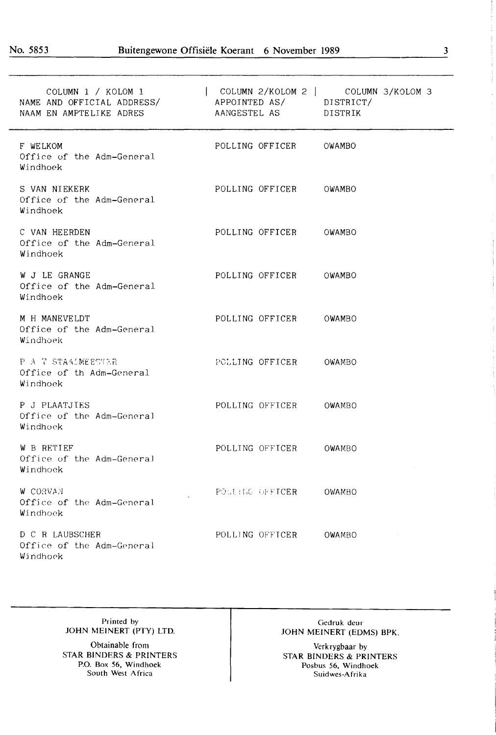| COLUMN 1 / KOLOM 1<br>NAME AND OFFICIAL ADDRESS/<br>NAAM EN AMPTELIKE ADRES | COLUMN 2/KOLOM 2<br>APPOINTED AS/<br>AANGESTEL AS | COLUMN 3/KOLOM 3<br>DISTRICT/<br>DISTRIK |
|---|---|---|
| F WELKOM<br>Office of the Adm-General<br>Windhoek | POLLING OFFICER | OWAMBO |
| S VAN NIEKERK<br>Office of the Adm-General<br>Windhoek | POLLING OFFICER | OWAMBO |
| C VAN HEERDEN<br>Office of the Adm-General<br>Windhoek | POLLING OFFICER | OWAMBO |
| W J LE GRANGE<br>Office of the Adm-General<br>Windhoek | POLLING OFFICER | OWAMBO |
| M H MANEVELDT<br>Office of the Adm-General<br>Windhoek | POLLING OFFICER | OWAMBO |
| P A T STAALMEESTER<br>Office of th Adm-General<br>Windhoek | POLLING OFFICER | OWAMBO |
| P J PLAATJIES<br>Office of the Adm-General<br>Windhoek | POLLING OFFICER | OWAMBO |
| W B RETIEF<br>Office of the Adm-General<br>Windhoek | POLLING OFFICER | OWAMBO |
| W CORVAN<br>Office of the Adm-General<br>Windhoek | POLLING OFFICER | OWAMBO |
| D C R LAUBSCHER<br>Office of the Adm-General<br>Windhoek | POLLING OFFICER | OWAMBO |

Printed by
JOHN MEINERT (PTY) LTD.

Obtainable from
STAR BINDERS & PRINTERS
P.O. Box 56, Windhoek
South West Africa

Gedruk deur
JOHN MEINERT (EDMS) BPK.

Verkrygbaar by
STAR BINDERS & PRINTERS
Posbus 56, Windhoek
Suidwes-Afrika